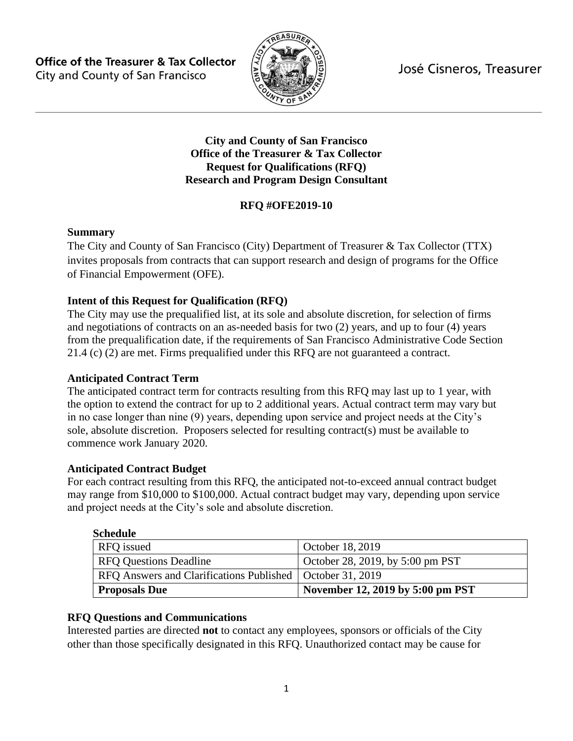Office of the Treasurer & Tax Collector
City and County of San Francisco

José Cisneros, Treasurer

**City and County of San Francisco**
**Office of the Treasurer & Tax Collector**
**Request for Qualifications (RFQ)**
**Research and Program Design Consultant**

**RFQ #OFE2019-10**

### Summary

The City and County of San Francisco (City) Department of Treasurer & Tax Collector (TTX) invites proposals from contracts that can support research and design of programs for the Office of Financial Empowerment (OFE).

### Intent of this Request for Qualification (RFQ)

The City may use the prequalified list, at its sole and absolute discretion, for selection of firms and negotiations of contracts on an as-needed basis for two (2) years, and up to four (4) years from the prequalification date, if the requirements of San Francisco Administrative Code Section 21.4 (c) (2) are met. Firms prequalified under this RFQ are not guaranteed a contract.

### Anticipated Contract Term

The anticipated contract term for contracts resulting from this RFQ may last up to 1 year, with the option to extend the contract for up to 2 additional years. Actual contract term may vary but in no case longer than nine (9) years, depending upon service and project needs at the City's sole, absolute discretion. Proposers selected for resulting contract(s) must be available to commence work January 2020.

### Anticipated Contract Budget

For each contract resulting from this RFQ, the anticipated not-to-exceed annual contract budget may range from $10,000 to $100,000. Actual contract budget may vary, depending upon service and project needs at the City's sole and absolute discretion.

**Schedule**

| | |
|---|---|
| RFQ issued | October 18, 2019 |
| RFQ Questions Deadline | October 28, 2019, by 5:00 pm PST |
| RFQ Answers and Clarifications Published | October 31, 2019 |
| **Proposals Due** | **November 12, 2019 by 5:00 pm PST** |

### RFQ Questions and Communications

Interested parties are directed **not** to contact any employees, sponsors or officials of the City other than those specifically designated in this RFQ. Unauthorized contact may be cause for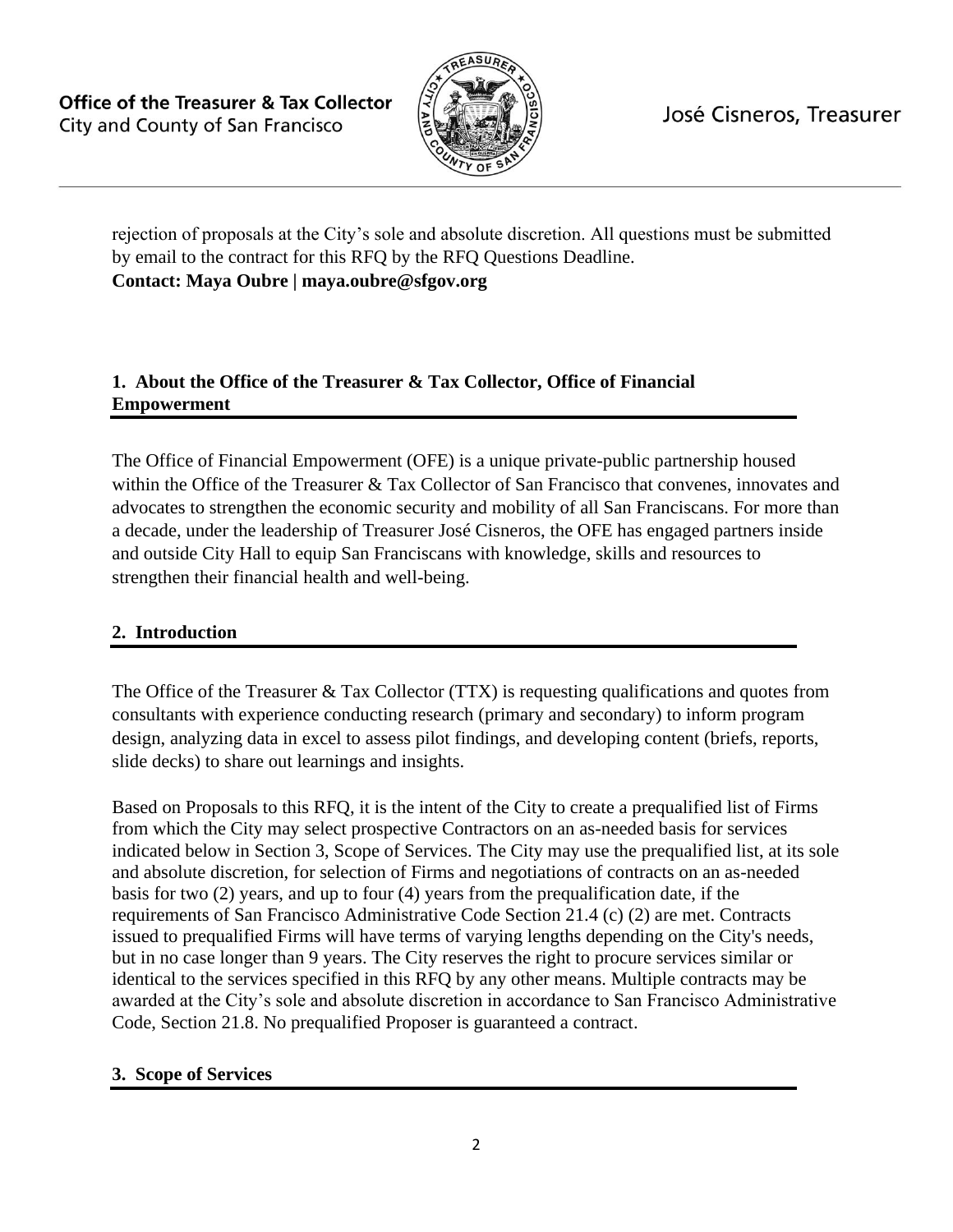rejection of proposals at the City's sole and absolute discretion. All questions must be submitted by email to the contract for this RFQ by the RFQ Questions Deadline.
**Contact: Maya Oubre | maya.oubre@sfgov.org**

## 1. About the Office of the Treasurer & Tax Collector, Office of Financial Empowerment

The Office of Financial Empowerment (OFE) is a unique private-public partnership housed within the Office of the Treasurer & Tax Collector of San Francisco that convenes, innovates and advocates to strengthen the economic security and mobility of all San Franciscans. For more than a decade, under the leadership of Treasurer José Cisneros, the OFE has engaged partners inside and outside City Hall to equip San Franciscans with knowledge, skills and resources to strengthen their financial health and well-being.

## 2. Introduction

The Office of the Treasurer & Tax Collector (TTX) is requesting qualifications and quotes from consultants with experience conducting research (primary and secondary) to inform program design, analyzing data in excel to assess pilot findings, and developing content (briefs, reports, slide decks) to share out learnings and insights.

Based on Proposals to this RFQ, it is the intent of the City to create a prequalified list of Firms from which the City may select prospective Contractors on an as-needed basis for services indicated below in Section 3, Scope of Services. The City may use the prequalified list, at its sole and absolute discretion, for selection of Firms and negotiations of contracts on an as-needed basis for two (2) years, and up to four (4) years from the prequalification date, if the requirements of San Francisco Administrative Code Section 21.4 (c) (2) are met. Contracts issued to prequalified Firms will have terms of varying lengths depending on the City's needs, but in no case longer than 9 years. The City reserves the right to procure services similar or identical to the services specified in this RFQ by any other means. Multiple contracts may be awarded at the City's sole and absolute discretion in accordance to San Francisco Administrative Code, Section 21.8. No prequalified Proposer is guaranteed a contract.

## 3. Scope of Services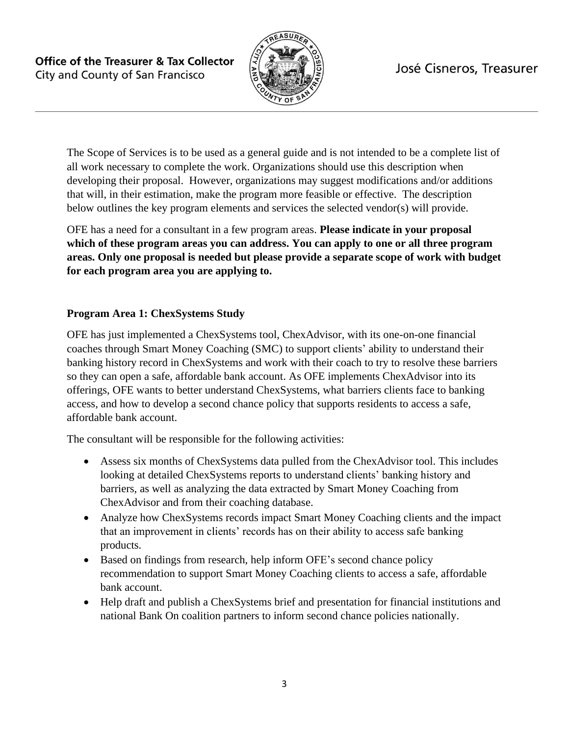The Scope of Services is to be used as a general guide and is not intended to be a complete list of all work necessary to complete the work. Organizations should use this description when developing their proposal. However, organizations may suggest modifications and/or additions that will, in their estimation, make the program more feasible or effective. The description below outlines the key program elements and services the selected vendor(s) will provide.

OFE has a need for a consultant in a few program areas. **Please indicate in your proposal which of these program areas you can address. You can apply to one or all three program areas. Only one proposal is needed but please provide a separate scope of work with budget for each program area you are applying to.**

**Program Area 1: ChexSystems Study**

OFE has just implemented a ChexSystems tool, ChexAdvisor, with its one-on-one financial coaches through Smart Money Coaching (SMC) to support clients' ability to understand their banking history record in ChexSystems and work with their coach to try to resolve these barriers so they can open a safe, affordable bank account. As OFE implements ChexAdvisor into its offerings, OFE wants to better understand ChexSystems, what barriers clients face to banking access, and how to develop a second chance policy that supports residents to access a safe, affordable bank account.

The consultant will be responsible for the following activities:

- Assess six months of ChexSystems data pulled from the ChexAdvisor tool. This includes looking at detailed ChexSystems reports to understand clients' banking history and barriers, as well as analyzing the data extracted by Smart Money Coaching from ChexAdvisor and from their coaching database.
- Analyze how ChexSystems records impact Smart Money Coaching clients and the impact that an improvement in clients' records has on their ability to access safe banking products.
- Based on findings from research, help inform OFE's second chance policy recommendation to support Smart Money Coaching clients to access a safe, affordable bank account.
- Help draft and publish a ChexSystems brief and presentation for financial institutions and national Bank On coalition partners to inform second chance policies nationally.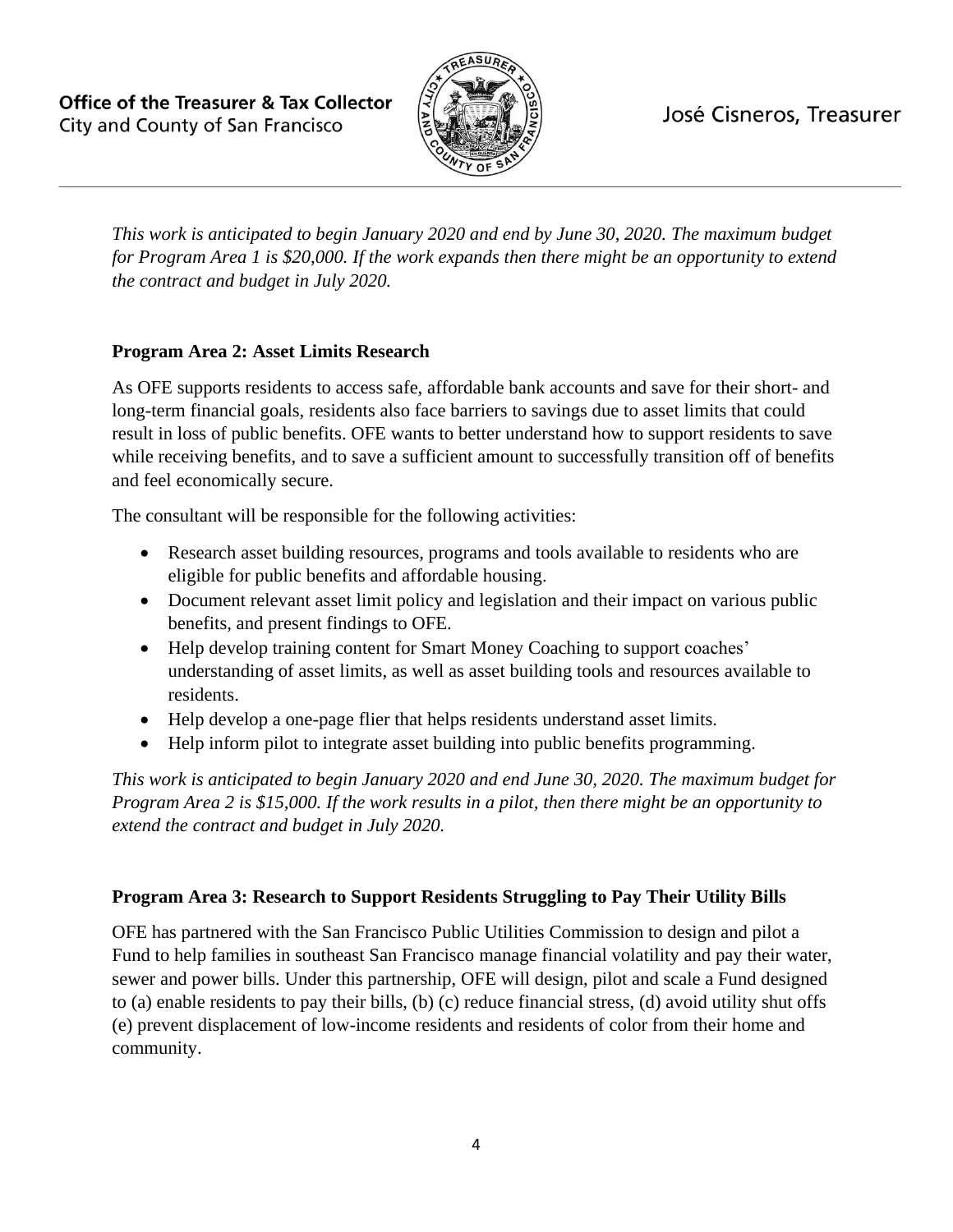*This work is anticipated to begin January 2020 and end by June 30, 2020. The maximum budget for Program Area 1 is $20,000. If the work expands then there might be an opportunity to extend the contract and budget in July 2020.*

**Program Area 2: Asset Limits Research**

As OFE supports residents to access safe, affordable bank accounts and save for their short- and long-term financial goals, residents also face barriers to savings due to asset limits that could result in loss of public benefits. OFE wants to better understand how to support residents to save while receiving benefits, and to save a sufficient amount to successfully transition off of benefits and feel economically secure.

The consultant will be responsible for the following activities:

- Research asset building resources, programs and tools available to residents who are eligible for public benefits and affordable housing.
- Document relevant asset limit policy and legislation and their impact on various public benefits, and present findings to OFE.
- Help develop training content for Smart Money Coaching to support coaches' understanding of asset limits, as well as asset building tools and resources available to residents.
- Help develop a one-page flier that helps residents understand asset limits.
- Help inform pilot to integrate asset building into public benefits programming.

*This work is anticipated to begin January 2020 and end June 30, 2020. The maximum budget for Program Area 2 is $15,000. If the work results in a pilot, then there might be an opportunity to extend the contract and budget in July 2020.*

**Program Area 3: Research to Support Residents Struggling to Pay Their Utility Bills**

OFE has partnered with the San Francisco Public Utilities Commission to design and pilot a Fund to help families in southeast San Francisco manage financial volatility and pay their water, sewer and power bills. Under this partnership, OFE will design, pilot and scale a Fund designed to (a) enable residents to pay their bills, (b) (c) reduce financial stress, (d) avoid utility shut offs (e) prevent displacement of low-income residents and residents of color from their home and community.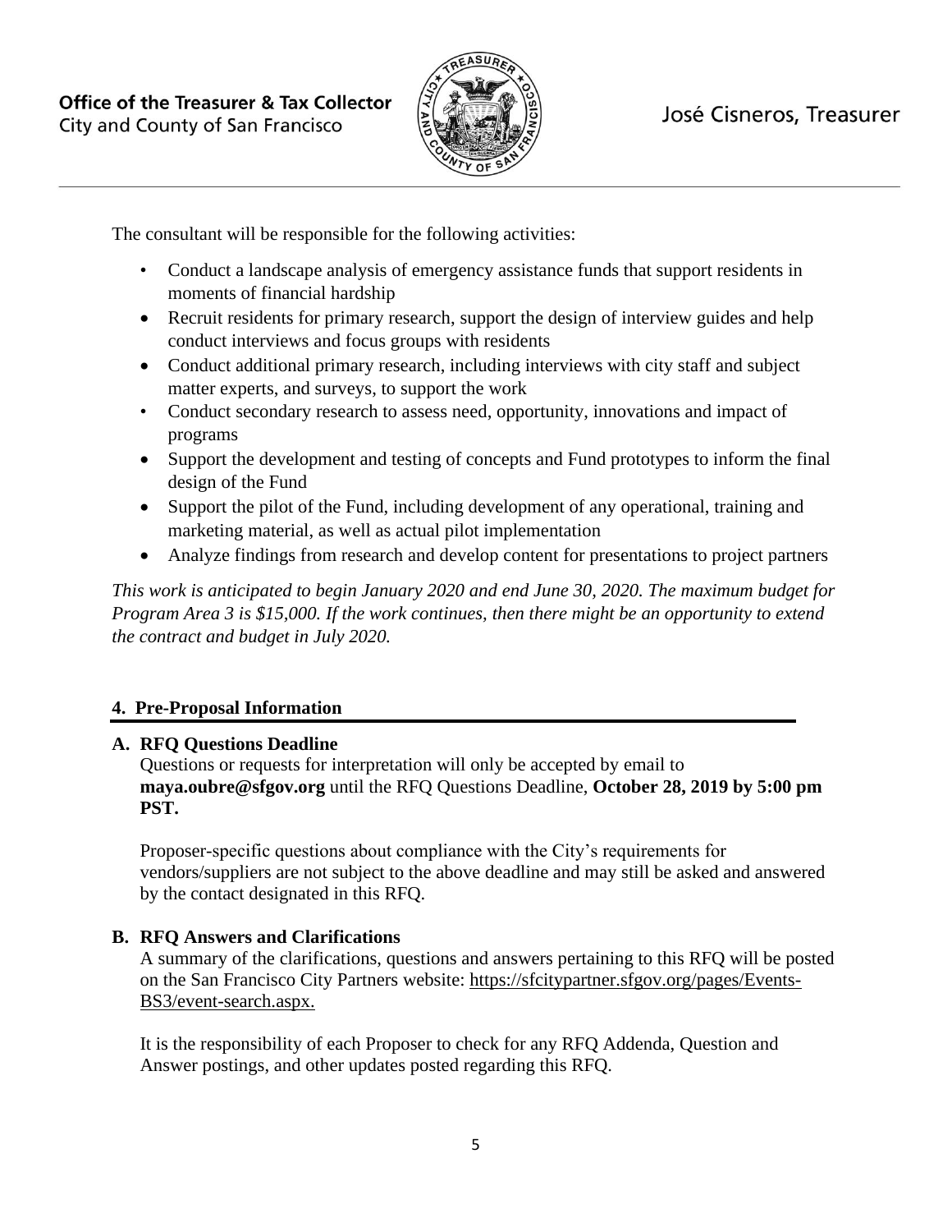The consultant will be responsible for the following activities:

- Conduct a landscape analysis of emergency assistance funds that support residents in moments of financial hardship
- Recruit residents for primary research, support the design of interview guides and help conduct interviews and focus groups with residents
- Conduct additional primary research, including interviews with city staff and subject matter experts, and surveys, to support the work
- Conduct secondary research to assess need, opportunity, innovations and impact of programs
- Support the development and testing of concepts and Fund prototypes to inform the final design of the Fund
- Support the pilot of the Fund, including development of any operational, training and marketing material, as well as actual pilot implementation
- Analyze findings from research and develop content for presentations to project partners

*This work is anticipated to begin January 2020 and end June 30, 2020. The maximum budget for Program Area 3 is $15,000. If the work continues, then there might be an opportunity to extend the contract and budget in July 2020.*

## 4. Pre-Proposal Information

### A. RFQ Questions Deadline

Questions or requests for interpretation will only be accepted by email to **maya.oubre@sfgov.org** until the RFQ Questions Deadline, **October 28, 2019 by 5:00 pm PST.**

Proposer-specific questions about compliance with the City's requirements for vendors/suppliers are not subject to the above deadline and may still be asked and answered by the contact designated in this RFQ.

### B. RFQ Answers and Clarifications

A summary of the clarifications, questions and answers pertaining to this RFQ will be posted on the San Francisco City Partners website: https://sfcitypartner.sfgov.org/pages/Events-BS3/event-search.aspx.

It is the responsibility of each Proposer to check for any RFQ Addenda, Question and Answer postings, and other updates posted regarding this RFQ.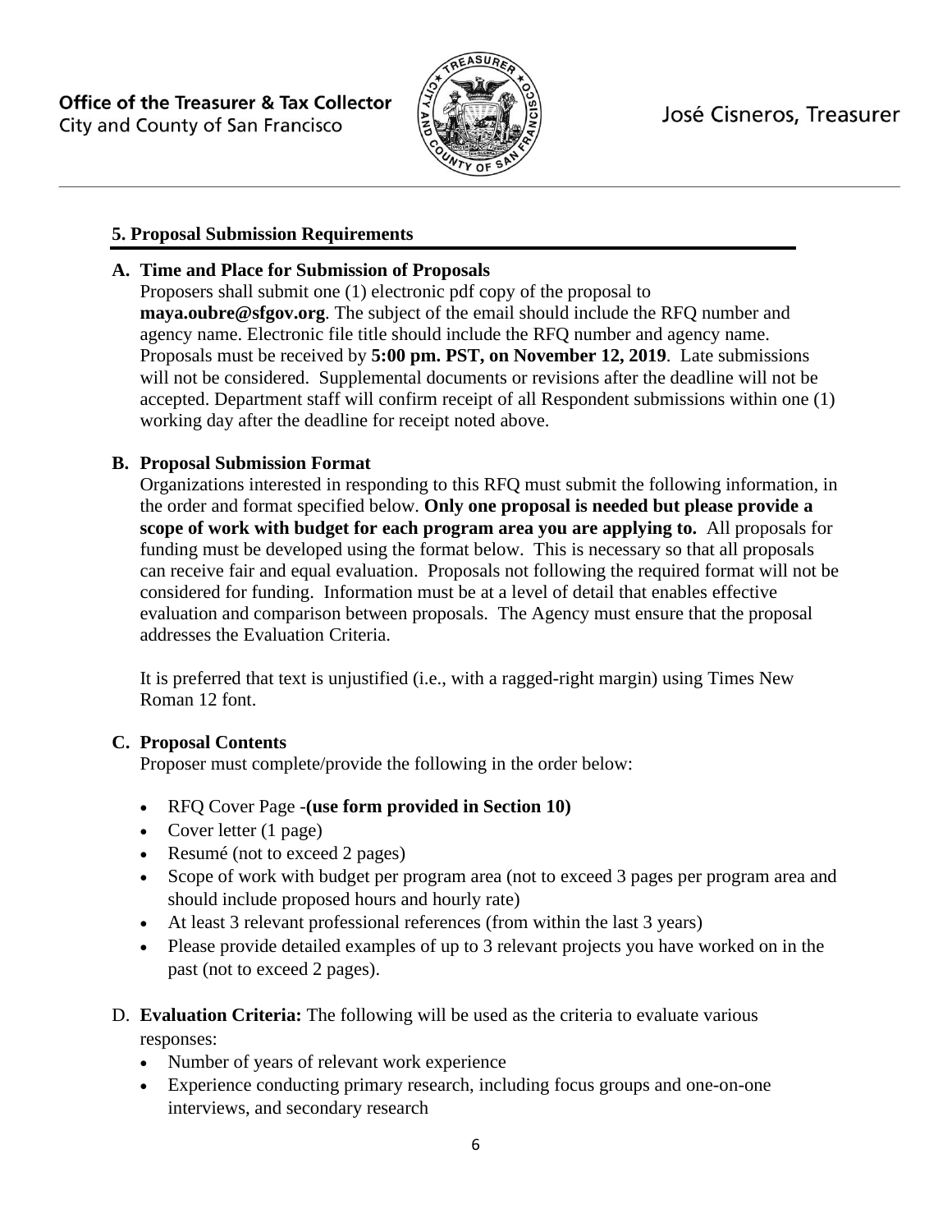## 5. Proposal Submission Requirements

**A. Time and Place for Submission of Proposals**

Proposers shall submit one (1) electronic pdf copy of the proposal to **maya.oubre@sfgov.org**. The subject of the email should include the RFQ number and agency name. Electronic file title should include the RFQ number and agency name. Proposals must be received by **5:00 pm. PST, on November 12, 2019**. Late submissions will not be considered. Supplemental documents or revisions after the deadline will not be accepted. Department staff will confirm receipt of all Respondent submissions within one (1) working day after the deadline for receipt noted above.

**B. Proposal Submission Format**

Organizations interested in responding to this RFQ must submit the following information, in the order and format specified below. **Only one proposal is needed but please provide a scope of work with budget for each program area you are applying to.** All proposals for funding must be developed using the format below. This is necessary so that all proposals can receive fair and equal evaluation. Proposals not following the required format will not be considered for funding. Information must be at a level of detail that enables effective evaluation and comparison between proposals. The Agency must ensure that the proposal addresses the Evaluation Criteria.

It is preferred that text is unjustified (i.e., with a ragged-right margin) using Times New Roman 12 font.

**C. Proposal Contents**

Proposer must complete/provide the following in the order below:

- RFQ Cover Page -**(use form provided in Section 10)**
- Cover letter (1 page)
- Resumé (not to exceed 2 pages)
- Scope of work with budget per program area (not to exceed 3 pages per program area and should include proposed hours and hourly rate)
- At least 3 relevant professional references (from within the last 3 years)
- Please provide detailed examples of up to 3 relevant projects you have worked on in the past (not to exceed 2 pages).

D. **Evaluation Criteria:** The following will be used as the criteria to evaluate various responses:

- Number of years of relevant work experience
- Experience conducting primary research, including focus groups and one-on-one interviews, and secondary research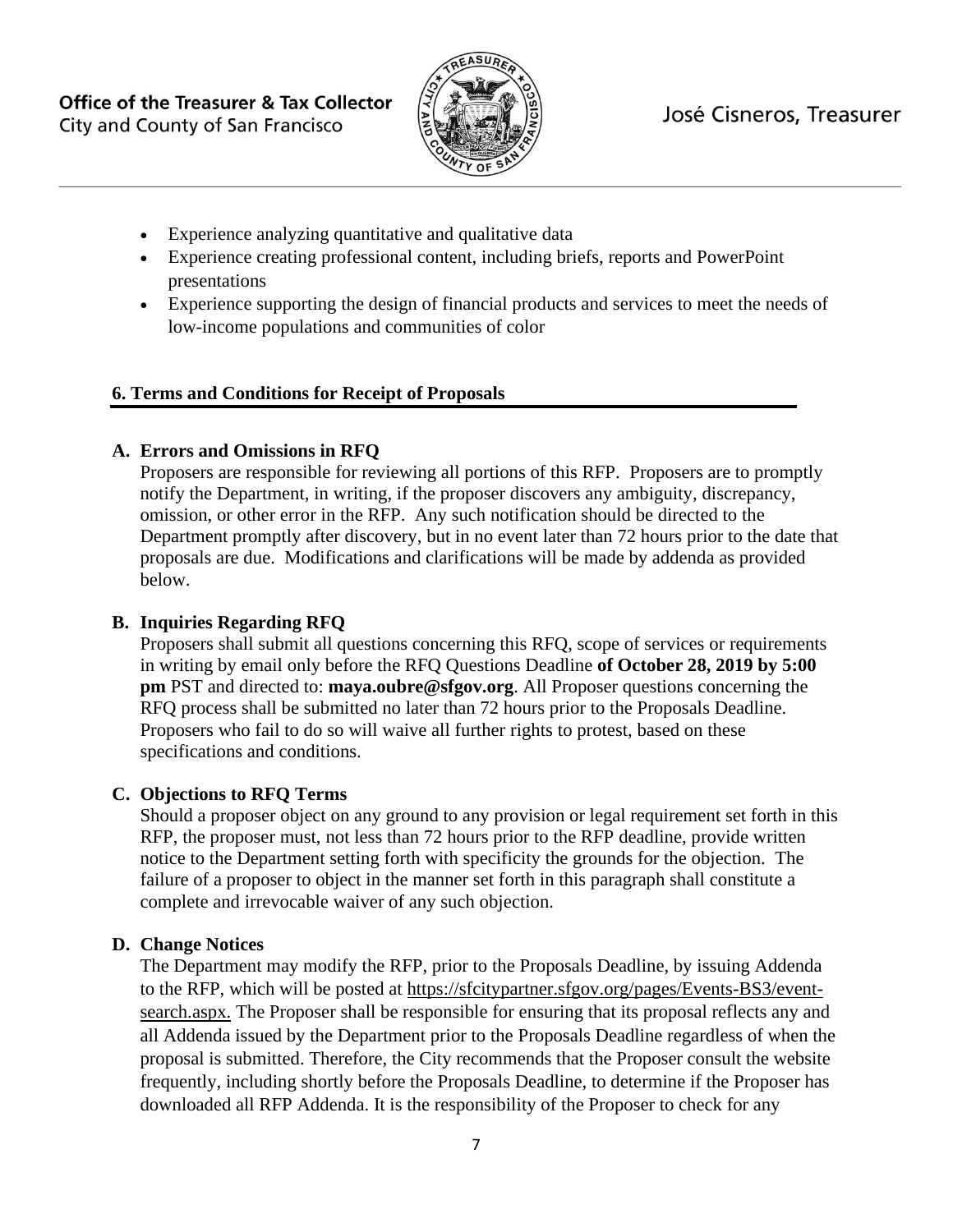- Experience analyzing quantitative and qualitative data
- Experience creating professional content, including briefs, reports and PowerPoint presentations
- Experience supporting the design of financial products and services to meet the needs of low-income populations and communities of color

## 6. Terms and Conditions for Receipt of Proposals

### A. Errors and Omissions in RFQ

Proposers are responsible for reviewing all portions of this RFP. Proposers are to promptly notify the Department, in writing, if the proposer discovers any ambiguity, discrepancy, omission, or other error in the RFP. Any such notification should be directed to the Department promptly after discovery, but in no event later than 72 hours prior to the date that proposals are due. Modifications and clarifications will be made by addenda as provided below.

### B. Inquiries Regarding RFQ

Proposers shall submit all questions concerning this RFQ, scope of services or requirements in writing by email only before the RFQ Questions Deadline **of October 28, 2019 by 5:00 pm** PST and directed to: **maya.oubre@sfgov.org**. All Proposer questions concerning the RFQ process shall be submitted no later than 72 hours prior to the Proposals Deadline. Proposers who fail to do so will waive all further rights to protest, based on these specifications and conditions.

### C. Objections to RFQ Terms

Should a proposer object on any ground to any provision or legal requirement set forth in this RFP, the proposer must, not less than 72 hours prior to the RFP deadline, provide written notice to the Department setting forth with specificity the grounds for the objection. The failure of a proposer to object in the manner set forth in this paragraph shall constitute a complete and irrevocable waiver of any such objection.

### D. Change Notices

The Department may modify the RFP, prior to the Proposals Deadline, by issuing Addenda to the RFP, which will be posted at https://sfcitypartner.sfgov.org/pages/Events-BS3/event-search.aspx. The Proposer shall be responsible for ensuring that its proposal reflects any and all Addenda issued by the Department prior to the Proposals Deadline regardless of when the proposal is submitted. Therefore, the City recommends that the Proposer consult the website frequently, including shortly before the Proposals Deadline, to determine if the Proposer has downloaded all RFP Addenda. It is the responsibility of the Proposer to check for any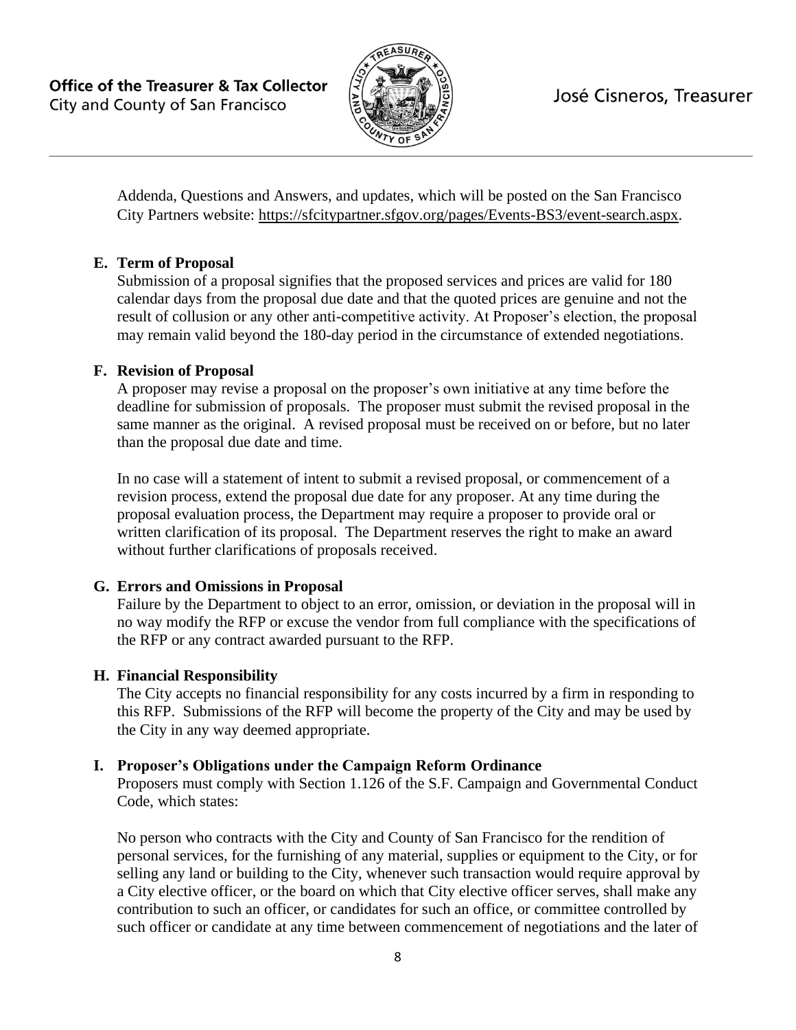Addenda, Questions and Answers, and updates, which will be posted on the San Francisco City Partners website: https://sfcitypartner.sfgov.org/pages/Events-BS3/event-search.aspx.

**E. Term of Proposal**

Submission of a proposal signifies that the proposed services and prices are valid for 180 calendar days from the proposal due date and that the quoted prices are genuine and not the result of collusion or any other anti-competitive activity. At Proposer's election, the proposal may remain valid beyond the 180-day period in the circumstance of extended negotiations.

**F. Revision of Proposal**

A proposer may revise a proposal on the proposer's own initiative at any time before the deadline for submission of proposals. The proposer must submit the revised proposal in the same manner as the original. A revised proposal must be received on or before, but no later than the proposal due date and time.

In no case will a statement of intent to submit a revised proposal, or commencement of a revision process, extend the proposal due date for any proposer. At any time during the proposal evaluation process, the Department may require a proposer to provide oral or written clarification of its proposal. The Department reserves the right to make an award without further clarifications of proposals received.

**G. Errors and Omissions in Proposal**

Failure by the Department to object to an error, omission, or deviation in the proposal will in no way modify the RFP or excuse the vendor from full compliance with the specifications of the RFP or any contract awarded pursuant to the RFP.

**H. Financial Responsibility**

The City accepts no financial responsibility for any costs incurred by a firm in responding to this RFP. Submissions of the RFP will become the property of the City and may be used by the City in any way deemed appropriate.

**I. Proposer's Obligations under the Campaign Reform Ordinance**

Proposers must comply with Section 1.126 of the S.F. Campaign and Governmental Conduct Code, which states:

No person who contracts with the City and County of San Francisco for the rendition of personal services, for the furnishing of any material, supplies or equipment to the City, or for selling any land or building to the City, whenever such transaction would require approval by a City elective officer, or the board on which that City elective officer serves, shall make any contribution to such an officer, or candidates for such an office, or committee controlled by such officer or candidate at any time between commencement of negotiations and the later of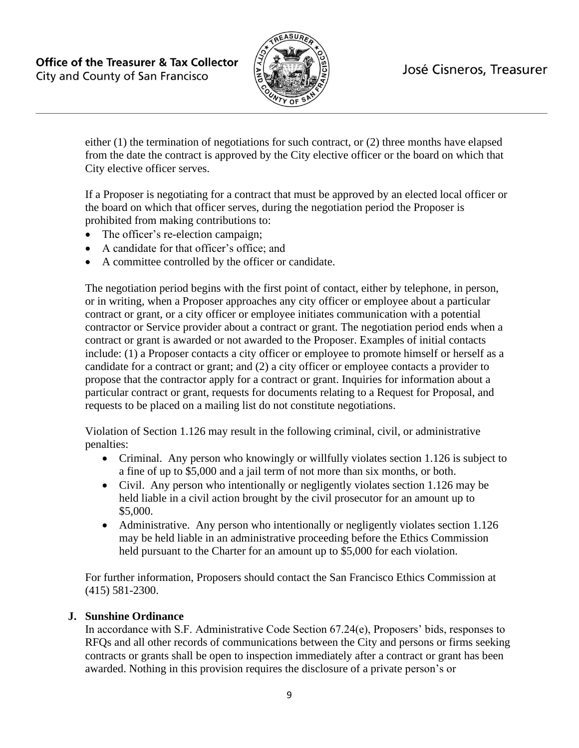either (1) the termination of negotiations for such contract, or (2) three months have elapsed from the date the contract is approved by the City elective officer or the board on which that City elective officer serves.

If a Proposer is negotiating for a contract that must be approved by an elected local officer or the board on which that officer serves, during the negotiation period the Proposer is prohibited from making contributions to:

- The officer's re-election campaign;
- A candidate for that officer's office; and
- A committee controlled by the officer or candidate.

The negotiation period begins with the first point of contact, either by telephone, in person, or in writing, when a Proposer approaches any city officer or employee about a particular contract or grant, or a city officer or employee initiates communication with a potential contractor or Service provider about a contract or grant. The negotiation period ends when a contract or grant is awarded or not awarded to the Proposer. Examples of initial contacts include: (1) a Proposer contacts a city officer or employee to promote himself or herself as a candidate for a contract or grant; and (2) a city officer or employee contacts a provider to propose that the contractor apply for a contract or grant. Inquiries for information about a particular contract or grant, requests for documents relating to a Request for Proposal, and requests to be placed on a mailing list do not constitute negotiations.

Violation of Section 1.126 may result in the following criminal, civil, or administrative penalties:

- Criminal. Any person who knowingly or willfully violates section 1.126 is subject to a fine of up to $5,000 and a jail term of not more than six months, or both.
- Civil. Any person who intentionally or negligently violates section 1.126 may be held liable in a civil action brought by the civil prosecutor for an amount up to $5,000.
- Administrative. Any person who intentionally or negligently violates section 1.126 may be held liable in an administrative proceeding before the Ethics Commission held pursuant to the Charter for an amount up to $5,000 for each violation.

For further information, Proposers should contact the San Francisco Ethics Commission at (415) 581-2300.

### J. Sunshine Ordinance

In accordance with S.F. Administrative Code Section 67.24(e), Proposers' bids, responses to RFQs and all other records of communications between the City and persons or firms seeking contracts or grants shall be open to inspection immediately after a contract or grant has been awarded. Nothing in this provision requires the disclosure of a private person's or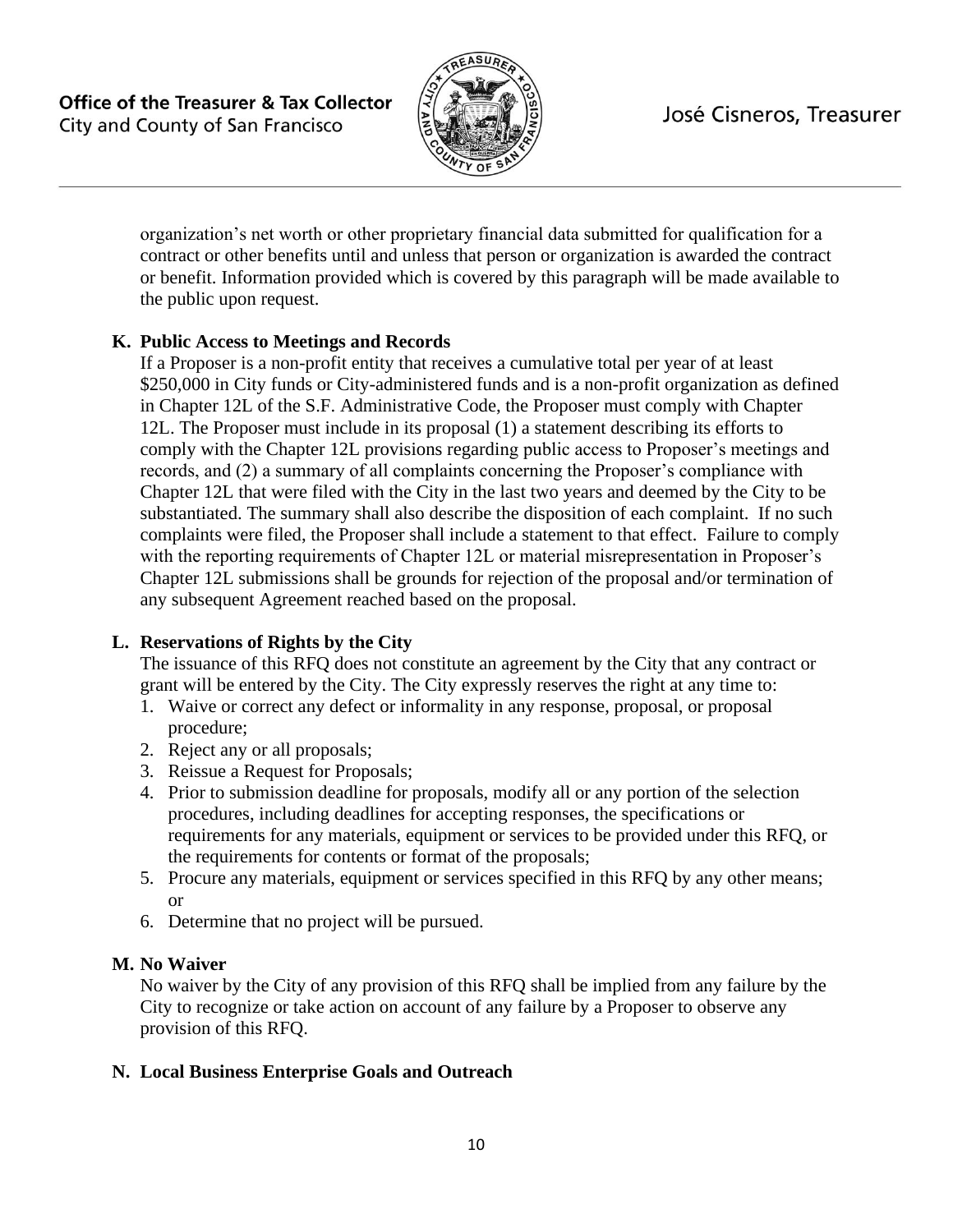organization's net worth or other proprietary financial data submitted for qualification for a contract or other benefits until and unless that person or organization is awarded the contract or benefit. Information provided which is covered by this paragraph will be made available to the public upon request.

**K. Public Access to Meetings and Records**

If a Proposer is a non-profit entity that receives a cumulative total per year of at least $250,000 in City funds or City-administered funds and is a non-profit organization as defined in Chapter 12L of the S.F. Administrative Code, the Proposer must comply with Chapter 12L. The Proposer must include in its proposal (1) a statement describing its efforts to comply with the Chapter 12L provisions regarding public access to Proposer's meetings and records, and (2) a summary of all complaints concerning the Proposer's compliance with Chapter 12L that were filed with the City in the last two years and deemed by the City to be substantiated. The summary shall also describe the disposition of each complaint. If no such complaints were filed, the Proposer shall include a statement to that effect. Failure to comply with the reporting requirements of Chapter 12L or material misrepresentation in Proposer's Chapter 12L submissions shall be grounds for rejection of the proposal and/or termination of any subsequent Agreement reached based on the proposal.

**L. Reservations of Rights by the City**

The issuance of this RFQ does not constitute an agreement by the City that any contract or grant will be entered by the City. The City expressly reserves the right at any time to:

1. Waive or correct any defect or informality in any response, proposal, or proposal procedure;
2. Reject any or all proposals;
3. Reissue a Request for Proposals;
4. Prior to submission deadline for proposals, modify all or any portion of the selection procedures, including deadlines for accepting responses, the specifications or requirements for any materials, equipment or services to be provided under this RFQ, or the requirements for contents or format of the proposals;
5. Procure any materials, equipment or services specified in this RFQ by any other means; or
6. Determine that no project will be pursued.

**M. No Waiver**

No waiver by the City of any provision of this RFQ shall be implied from any failure by the City to recognize or take action on account of any failure by a Proposer to observe any provision of this RFQ.

**N. Local Business Enterprise Goals and Outreach**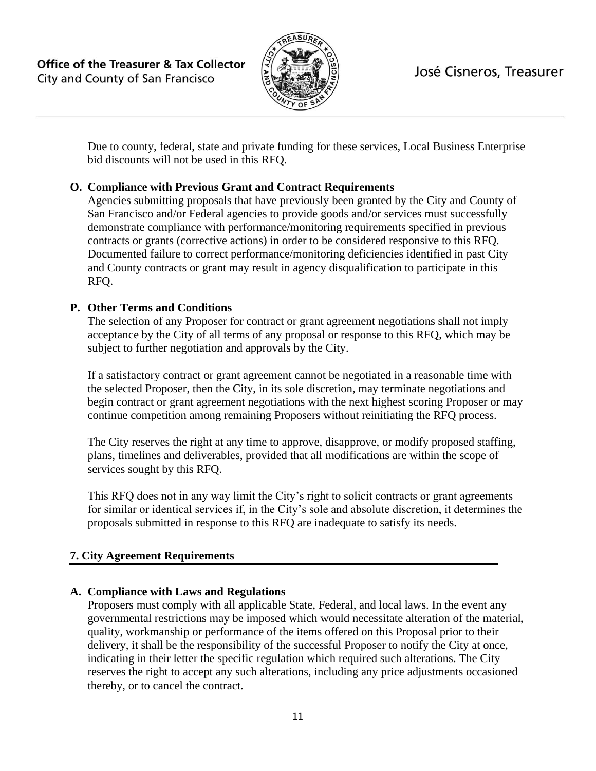Due to county, federal, state and private funding for these services, Local Business Enterprise bid discounts will not be used in this RFQ.

**O. Compliance with Previous Grant and Contract Requirements**

Agencies submitting proposals that have previously been granted by the City and County of San Francisco and/or Federal agencies to provide goods and/or services must successfully demonstrate compliance with performance/monitoring requirements specified in previous contracts or grants (corrective actions) in order to be considered responsive to this RFQ. Documented failure to correct performance/monitoring deficiencies identified in past City and County contracts or grant may result in agency disqualification to participate in this RFQ.

**P. Other Terms and Conditions**

The selection of any Proposer for contract or grant agreement negotiations shall not imply acceptance by the City of all terms of any proposal or response to this RFQ, which may be subject to further negotiation and approvals by the City.

If a satisfactory contract or grant agreement cannot be negotiated in a reasonable time with the selected Proposer, then the City, in its sole discretion, may terminate negotiations and begin contract or grant agreement negotiations with the next highest scoring Proposer or may continue competition among remaining Proposers without reinitiating the RFQ process.

The City reserves the right at any time to approve, disapprove, or modify proposed staffing, plans, timelines and deliverables, provided that all modifications are within the scope of services sought by this RFQ.

This RFQ does not in any way limit the City's right to solicit contracts or grant agreements for similar or identical services if, in the City's sole and absolute discretion, it determines the proposals submitted in response to this RFQ are inadequate to satisfy its needs.

## 7. City Agreement Requirements

**A. Compliance with Laws and Regulations**

Proposers must comply with all applicable State, Federal, and local laws. In the event any governmental restrictions may be imposed which would necessitate alteration of the material, quality, workmanship or performance of the items offered on this Proposal prior to their delivery, it shall be the responsibility of the successful Proposer to notify the City at once, indicating in their letter the specific regulation which required such alterations. The City reserves the right to accept any such alterations, including any price adjustments occasioned thereby, or to cancel the contract.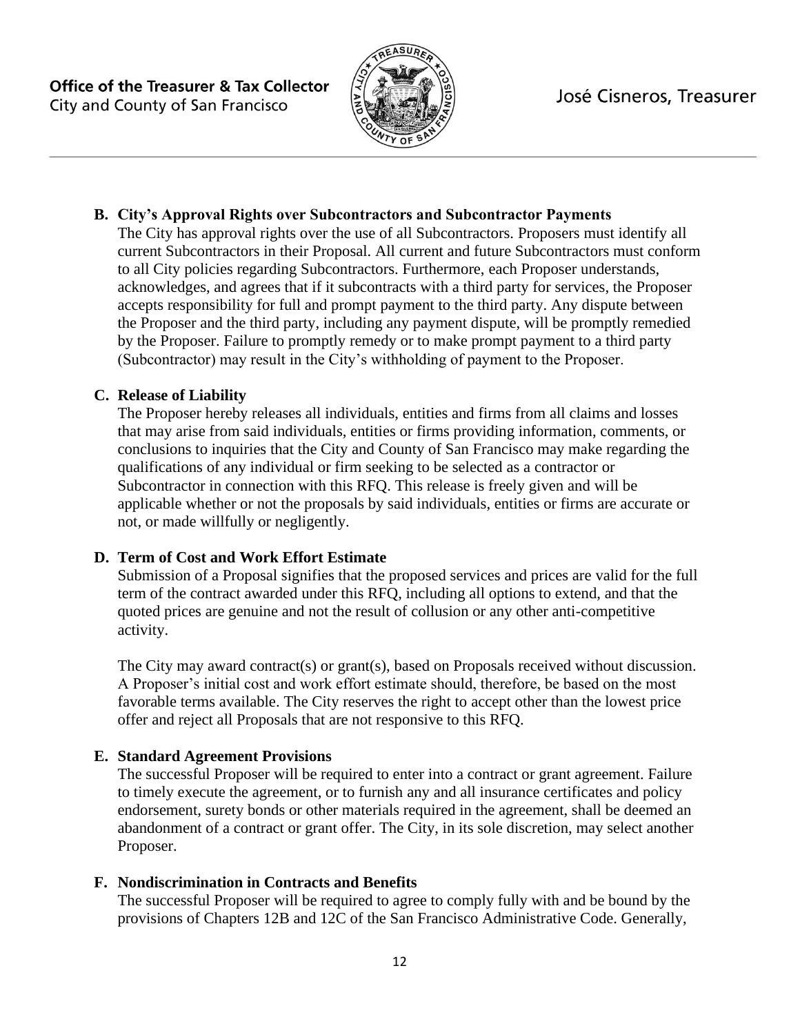### B. City's Approval Rights over Subcontractors and Subcontractor Payments

The City has approval rights over the use of all Subcontractors. Proposers must identify all current Subcontractors in their Proposal. All current and future Subcontractors must conform to all City policies regarding Subcontractors. Furthermore, each Proposer understands, acknowledges, and agrees that if it subcontracts with a third party for services, the Proposer accepts responsibility for full and prompt payment to the third party. Any dispute between the Proposer and the third party, including any payment dispute, will be promptly remedied by the Proposer. Failure to promptly remedy or to make prompt payment to a third party (Subcontractor) may result in the City's withholding of payment to the Proposer.

### C. Release of Liability

The Proposer hereby releases all individuals, entities and firms from all claims and losses that may arise from said individuals, entities or firms providing information, comments, or conclusions to inquiries that the City and County of San Francisco may make regarding the qualifications of any individual or firm seeking to be selected as a contractor or Subcontractor in connection with this RFQ. This release is freely given and will be applicable whether or not the proposals by said individuals, entities or firms are accurate or not, or made willfully or negligently.

### D. Term of Cost and Work Effort Estimate

Submission of a Proposal signifies that the proposed services and prices are valid for the full term of the contract awarded under this RFQ, including all options to extend, and that the quoted prices are genuine and not the result of collusion or any other anti-competitive activity.

The City may award contract(s) or grant(s), based on Proposals received without discussion. A Proposer's initial cost and work effort estimate should, therefore, be based on the most favorable terms available. The City reserves the right to accept other than the lowest price offer and reject all Proposals that are not responsive to this RFQ.

### E. Standard Agreement Provisions

The successful Proposer will be required to enter into a contract or grant agreement. Failure to timely execute the agreement, or to furnish any and all insurance certificates and policy endorsement, surety bonds or other materials required in the agreement, shall be deemed an abandonment of a contract or grant offer. The City, in its sole discretion, may select another Proposer.

### F. Nondiscrimination in Contracts and Benefits

The successful Proposer will be required to agree to comply fully with and be bound by the provisions of Chapters 12B and 12C of the San Francisco Administrative Code. Generally,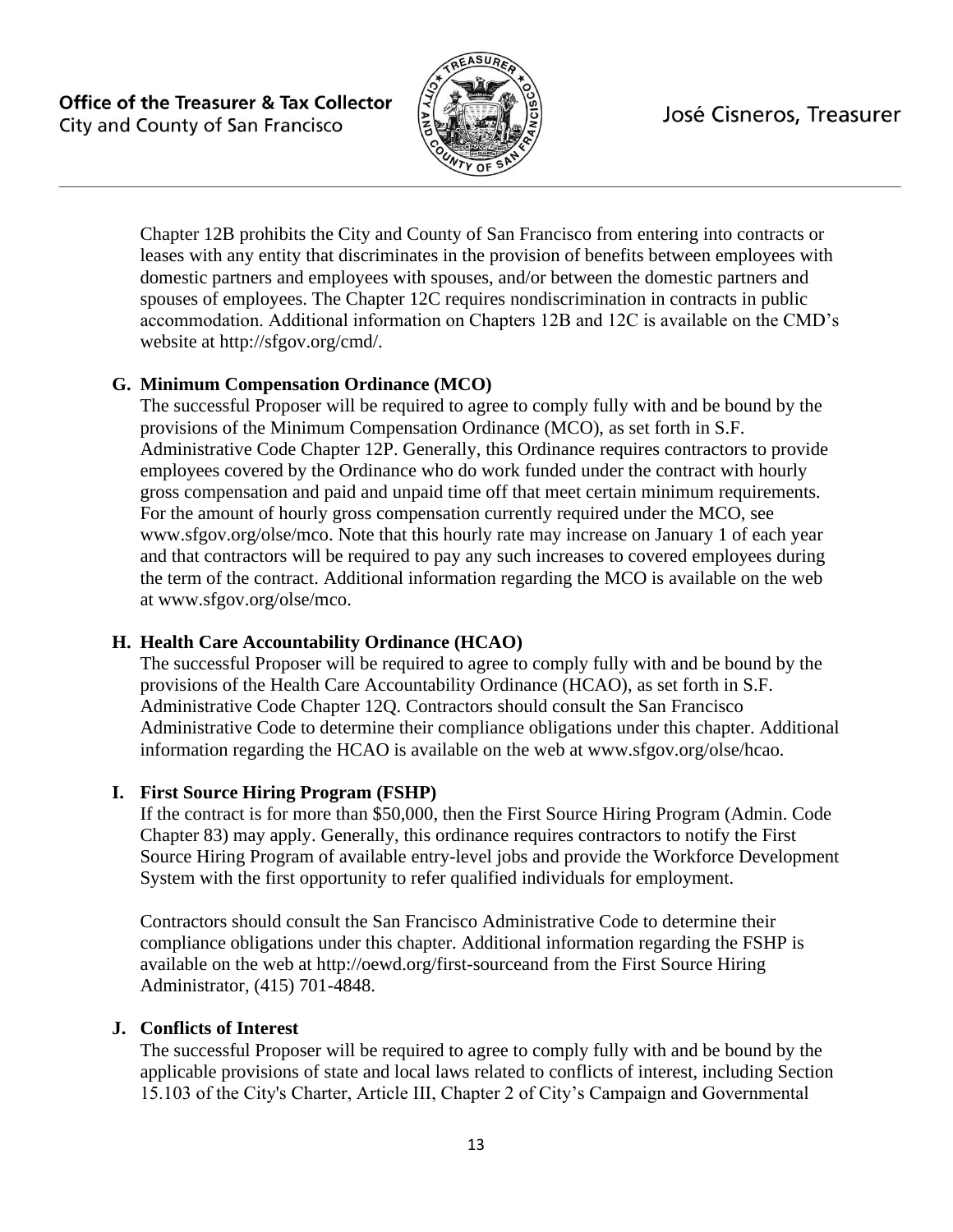Chapter 12B prohibits the City and County of San Francisco from entering into contracts or leases with any entity that discriminates in the provision of benefits between employees with domestic partners and employees with spouses, and/or between the domestic partners and spouses of employees. The Chapter 12C requires nondiscrimination in contracts in public accommodation. Additional information on Chapters 12B and 12C is available on the CMD's website at http://sfgov.org/cmd/.

**G. Minimum Compensation Ordinance (MCO)**

The successful Proposer will be required to agree to comply fully with and be bound by the provisions of the Minimum Compensation Ordinance (MCO), as set forth in S.F. Administrative Code Chapter 12P. Generally, this Ordinance requires contractors to provide employees covered by the Ordinance who do work funded under the contract with hourly gross compensation and paid and unpaid time off that meet certain minimum requirements. For the amount of hourly gross compensation currently required under the MCO, see www.sfgov.org/olse/mco. Note that this hourly rate may increase on January 1 of each year and that contractors will be required to pay any such increases to covered employees during the term of the contract. Additional information regarding the MCO is available on the web at www.sfgov.org/olse/mco.

**H. Health Care Accountability Ordinance (HCAO)**

The successful Proposer will be required to agree to comply fully with and be bound by the provisions of the Health Care Accountability Ordinance (HCAO), as set forth in S.F. Administrative Code Chapter 12Q. Contractors should consult the San Francisco Administrative Code to determine their compliance obligations under this chapter. Additional information regarding the HCAO is available on the web at www.sfgov.org/olse/hcao.

**I. First Source Hiring Program (FSHP)**

If the contract is for more than $50,000, then the First Source Hiring Program (Admin. Code Chapter 83) may apply. Generally, this ordinance requires contractors to notify the First Source Hiring Program of available entry-level jobs and provide the Workforce Development System with the first opportunity to refer qualified individuals for employment.

Contractors should consult the San Francisco Administrative Code to determine their compliance obligations under this chapter. Additional information regarding the FSHP is available on the web at http://oewd.org/first-sourceand from the First Source Hiring Administrator, (415) 701-4848.

**J. Conflicts of Interest**

The successful Proposer will be required to agree to comply fully with and be bound by the applicable provisions of state and local laws related to conflicts of interest, including Section 15.103 of the City's Charter, Article III, Chapter 2 of City's Campaign and Governmental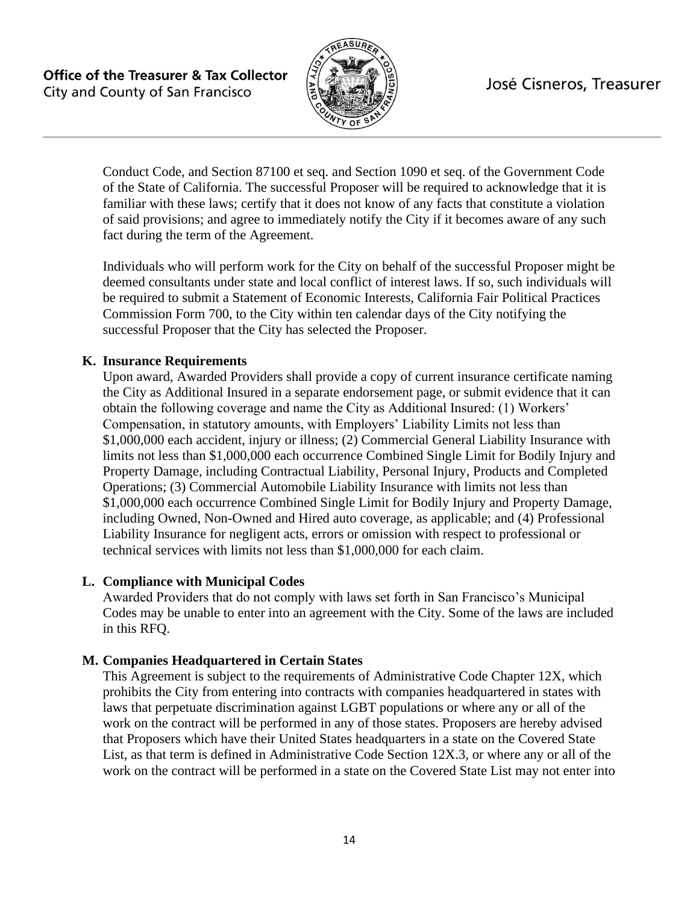Conduct Code, and Section 87100 et seq. and Section 1090 et seq. of the Government Code of the State of California. The successful Proposer will be required to acknowledge that it is familiar with these laws; certify that it does not know of any facts that constitute a violation of said provisions; and agree to immediately notify the City if it becomes aware of any such fact during the term of the Agreement.

Individuals who will perform work for the City on behalf of the successful Proposer might be deemed consultants under state and local conflict of interest laws. If so, such individuals will be required to submit a Statement of Economic Interests, California Fair Political Practices Commission Form 700, to the City within ten calendar days of the City notifying the successful Proposer that the City has selected the Proposer.

**K. Insurance Requirements**

Upon award, Awarded Providers shall provide a copy of current insurance certificate naming the City as Additional Insured in a separate endorsement page, or submit evidence that it can obtain the following coverage and name the City as Additional Insured: (1) Workers' Compensation, in statutory amounts, with Employers' Liability Limits not less than $1,000,000 each accident, injury or illness; (2) Commercial General Liability Insurance with limits not less than $1,000,000 each occurrence Combined Single Limit for Bodily Injury and Property Damage, including Contractual Liability, Personal Injury, Products and Completed Operations; (3) Commercial Automobile Liability Insurance with limits not less than $1,000,000 each occurrence Combined Single Limit for Bodily Injury and Property Damage, including Owned, Non-Owned and Hired auto coverage, as applicable; and (4) Professional Liability Insurance for negligent acts, errors or omission with respect to professional or technical services with limits not less than $1,000,000 for each claim.

**L. Compliance with Municipal Codes**

Awarded Providers that do not comply with laws set forth in San Francisco's Municipal Codes may be unable to enter into an agreement with the City. Some of the laws are included in this RFQ.

**M. Companies Headquartered in Certain States**

This Agreement is subject to the requirements of Administrative Code Chapter 12X, which prohibits the City from entering into contracts with companies headquartered in states with laws that perpetuate discrimination against LGBT populations or where any or all of the work on the contract will be performed in any of those states. Proposers are hereby advised that Proposers which have their United States headquarters in a state on the Covered State List, as that term is defined in Administrative Code Section 12X.3, or where any or all of the work on the contract will be performed in a state on the Covered State List may not enter into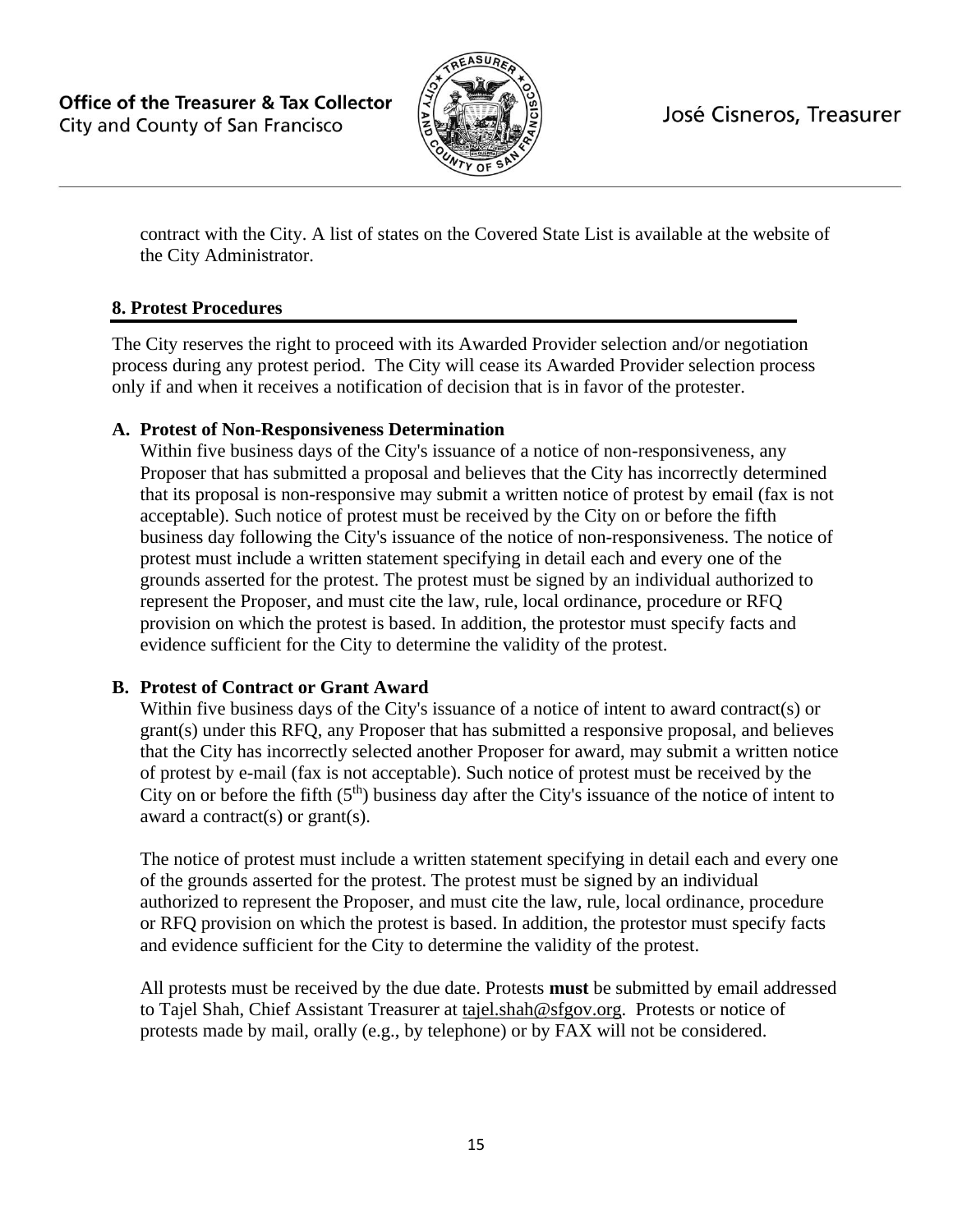contract with the City. A list of states on the Covered State List is available at the website of the City Administrator.

## 8. Protest Procedures

The City reserves the right to proceed with its Awarded Provider selection and/or negotiation process during any protest period. The City will cease its Awarded Provider selection process only if and when it receives a notification of decision that is in favor of the protester.

### A. Protest of Non-Responsiveness Determination

Within five business days of the City's issuance of a notice of non-responsiveness, any Proposer that has submitted a proposal and believes that the City has incorrectly determined that its proposal is non-responsive may submit a written notice of protest by email (fax is not acceptable). Such notice of protest must be received by the City on or before the fifth business day following the City's issuance of the notice of non-responsiveness. The notice of protest must include a written statement specifying in detail each and every one of the grounds asserted for the protest. The protest must be signed by an individual authorized to represent the Proposer, and must cite the law, rule, local ordinance, procedure or RFQ provision on which the protest is based. In addition, the protestor must specify facts and evidence sufficient for the City to determine the validity of the protest.

### B. Protest of Contract or Grant Award

Within five business days of the City's issuance of a notice of intent to award contract(s) or grant(s) under this RFQ, any Proposer that has submitted a responsive proposal, and believes that the City has incorrectly selected another Proposer for award, may submit a written notice of protest by e-mail (fax is not acceptable). Such notice of protest must be received by the City on or before the fifth (5th) business day after the City's issuance of the notice of intent to award a contract(s) or grant(s).

The notice of protest must include a written statement specifying in detail each and every one of the grounds asserted for the protest. The protest must be signed by an individual authorized to represent the Proposer, and must cite the law, rule, local ordinance, procedure or RFQ provision on which the protest is based. In addition, the protestor must specify facts and evidence sufficient for the City to determine the validity of the protest.

All protests must be received by the due date. Protests **must** be submitted by email addressed to Tajel Shah, Chief Assistant Treasurer at tajel.shah@sfgov.org. Protests or notice of protests made by mail, orally (e.g., by telephone) or by FAX will not be considered.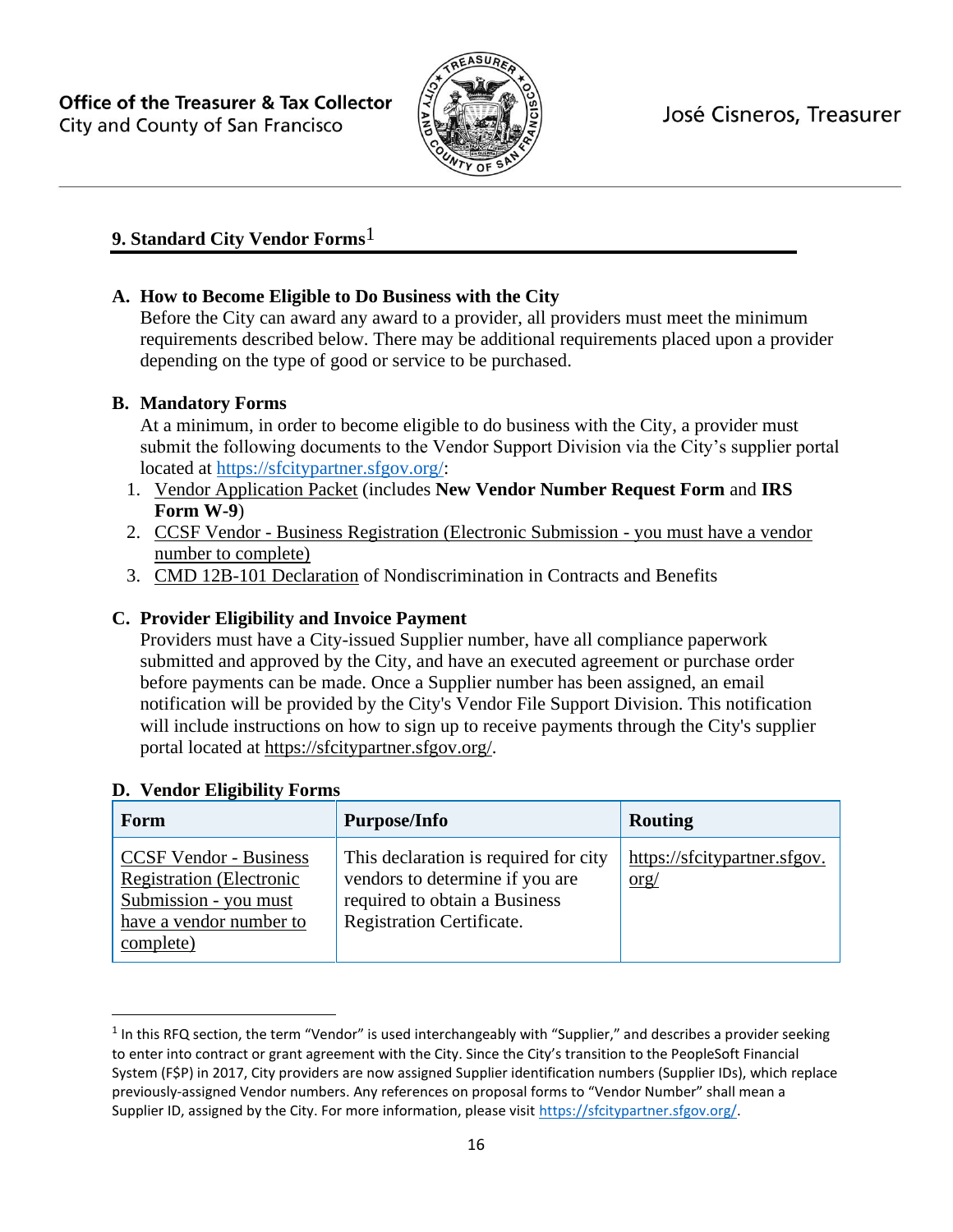## 9. Standard City Vendor Forms[1]

### A. How to Become Eligible to Do Business with the City

Before the City can award any award to a provider, all providers must meet the minimum requirements described below. There may be additional requirements placed upon a provider depending on the type of good or service to be purchased.

### B. Mandatory Forms

At a minimum, in order to become eligible to do business with the City, a provider must submit the following documents to the Vendor Support Division via the City's supplier portal located at https://sfcitypartner.sfgov.org/:

1. Vendor Application Packet (includes **New Vendor Number Request Form** and **IRS Form W-9**)
2. CCSF Vendor - Business Registration (Electronic Submission - you must have a vendor number to complete)
3. CMD 12B-101 Declaration of Nondiscrimination in Contracts and Benefits

### C. Provider Eligibility and Invoice Payment

Providers must have a City-issued Supplier number, have all compliance paperwork submitted and approved by the City, and have an executed agreement or purchase order before payments can be made. Once a Supplier number has been assigned, an email notification will be provided by the City's Vendor File Support Division. This notification will include instructions on how to sign up to receive payments through the City's supplier portal located at https://sfcitypartner.sfgov.org/.

### D. Vendor Eligibility Forms

| Form | Purpose/Info | Routing |
|---|---|---|
| CCSF Vendor - Business Registration (Electronic Submission - you must have a vendor number to complete) | This declaration is required for city vendors to determine if you are required to obtain a Business Registration Certificate. | https://sfcitypartner.sfgov.org/ |

[1] In this RFQ section, the term "Vendor" is used interchangeably with "Supplier," and describes a provider seeking to enter into contract or grant agreement with the City. Since the City's transition to the PeopleSoft Financial System (F$P) in 2017, City providers are now assigned Supplier identification numbers (Supplier IDs), which replace previously-assigned Vendor numbers. Any references on proposal forms to "Vendor Number" shall mean a Supplier ID, assigned by the City. For more information, please visit https://sfcitypartner.sfgov.org/.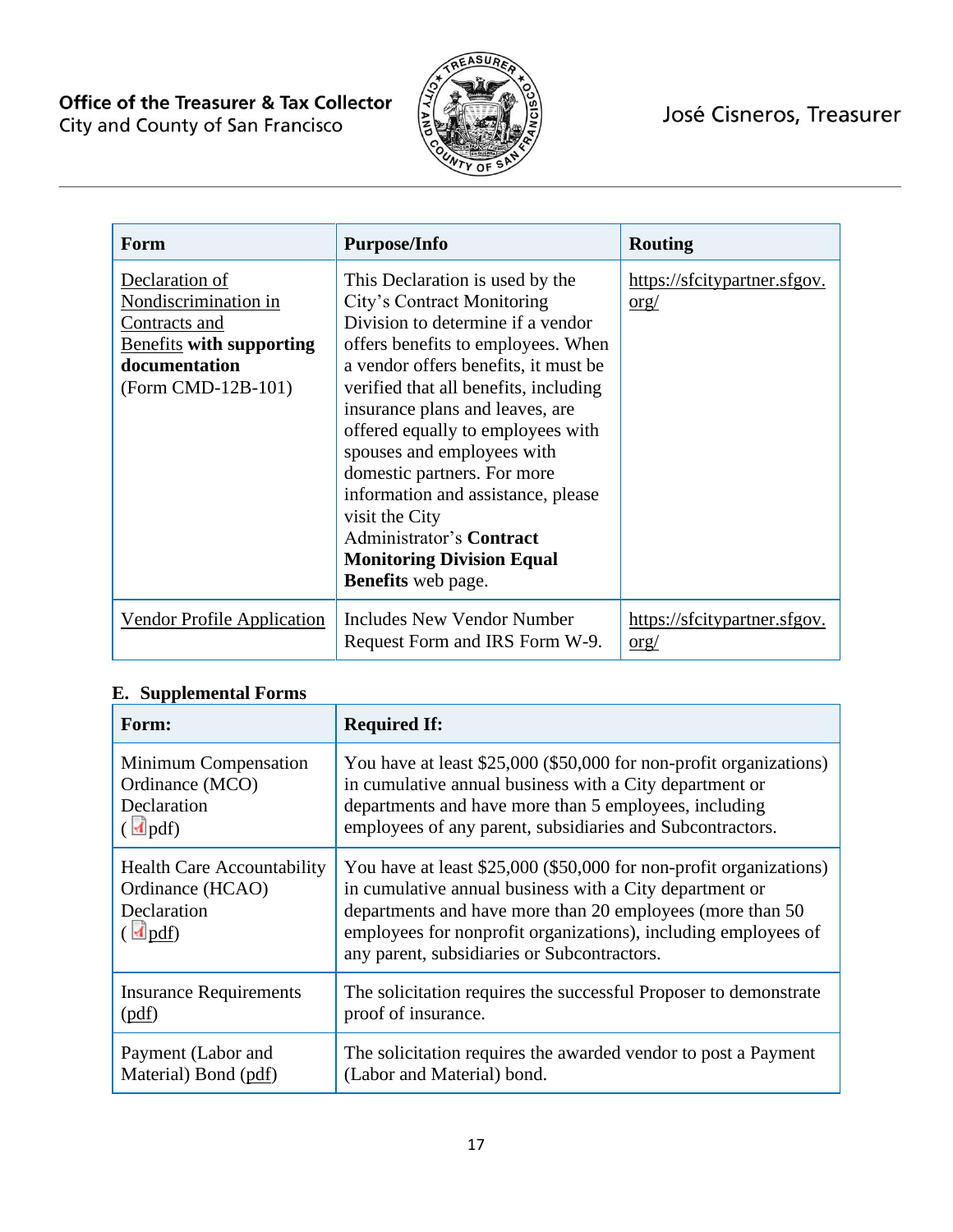| Form | Purpose/Info | Routing |
|---|---|---|
| Declaration of Nondiscrimination in Contracts and Benefits **with supporting documentation** (Form CMD-12B-101) | This Declaration is used by the City's Contract Monitoring Division to determine if a vendor offers benefits to employees. When a vendor offers benefits, it must be verified that all benefits, including insurance plans and leaves, are offered equally to employees with spouses and employees with domestic partners. For more information and assistance, please visit the City Administrator's **Contract Monitoring Division Equal Benefits** web page. | https://sfcitypartner.sfgov.org/ |
| Vendor Profile Application | Includes New Vendor Number Request Form and IRS Form W-9. | https://sfcitypartner.sfgov.org/ |

### E. Supplemental Forms

| Form: | Required If: |
|---|---|
| Minimum Compensation Ordinance (MCO) Declaration (pdf) | You have at least $25,000 ($50,000 for non-profit organizations) in cumulative annual business with a City department or departments and have more than 5 employees, including employees of any parent, subsidiaries and Subcontractors. |
| Health Care Accountability Ordinance (HCAO) Declaration (pdf) | You have at least $25,000 ($50,000 for non-profit organizations) in cumulative annual business with a City department or departments and have more than 20 employees (more than 50 employees for nonprofit organizations), including employees of any parent, subsidiaries or Subcontractors. |
| Insurance Requirements (pdf) | The solicitation requires the successful Proposer to demonstrate proof of insurance. |
| Payment (Labor and Material) Bond (pdf) | The solicitation requires the awarded vendor to post a Payment (Labor and Material) bond. |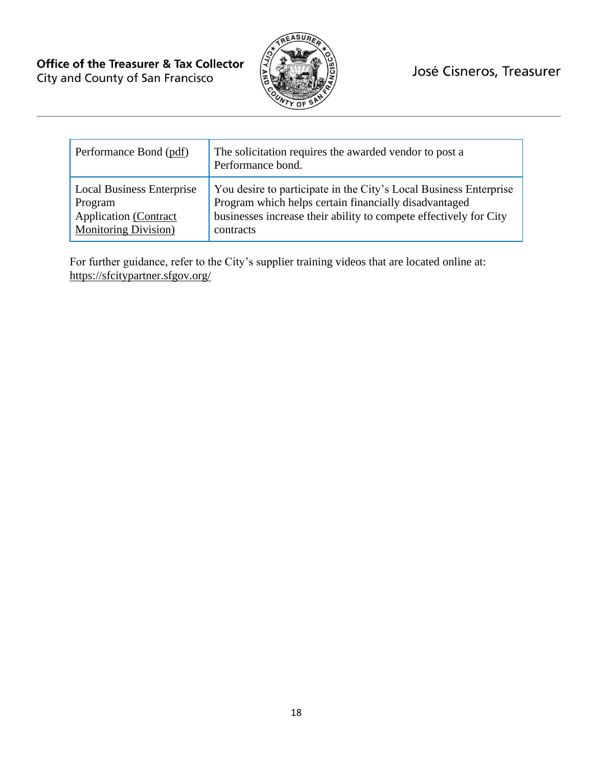| | |
|---|---|
| Performance Bond (pdf) | The solicitation requires the awarded vendor to post a Performance bond. |
| Local Business Enterprise Program Application (Contract Monitoring Division) | You desire to participate in the City's Local Business Enterprise Program which helps certain financially disadvantaged businesses increase their ability to compete effectively for City contracts |

For further guidance, refer to the City's supplier training videos that are located online at: https://sfcitypartner.sfgov.org/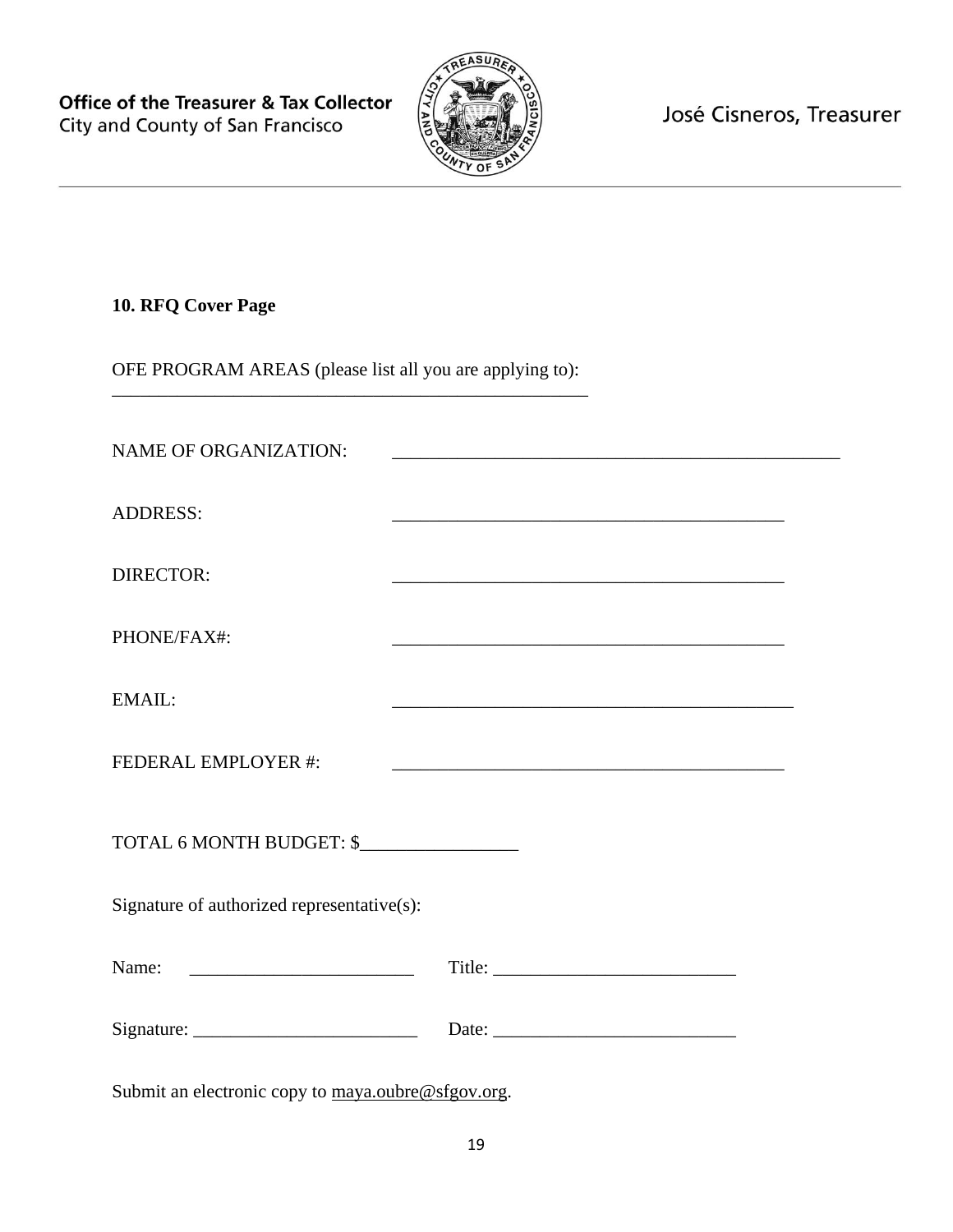Office of the Treasurer & Tax Collector
City and County of San Francisco

José Cisneros, Treasurer

**10. RFQ Cover Page**

OFE PROGRAM AREAS (please list all you are applying to): ____________________________________________________

NAME OF ORGANIZATION: ____________________________________________________

ADDRESS: ____________________________________________________

DIRECTOR: ____________________________________________________

PHONE/FAX#: ____________________________________________________

EMAIL: ____________________________________________________

FEDERAL EMPLOYER #: ____________________________________________________

TOTAL 6 MONTH BUDGET: $_________________

Signature of authorized representative(s):

Name: ________________________ Title: __________________________

Signature: ________________________ Date: __________________________

Submit an electronic copy to maya.oubre@sfgov.org.